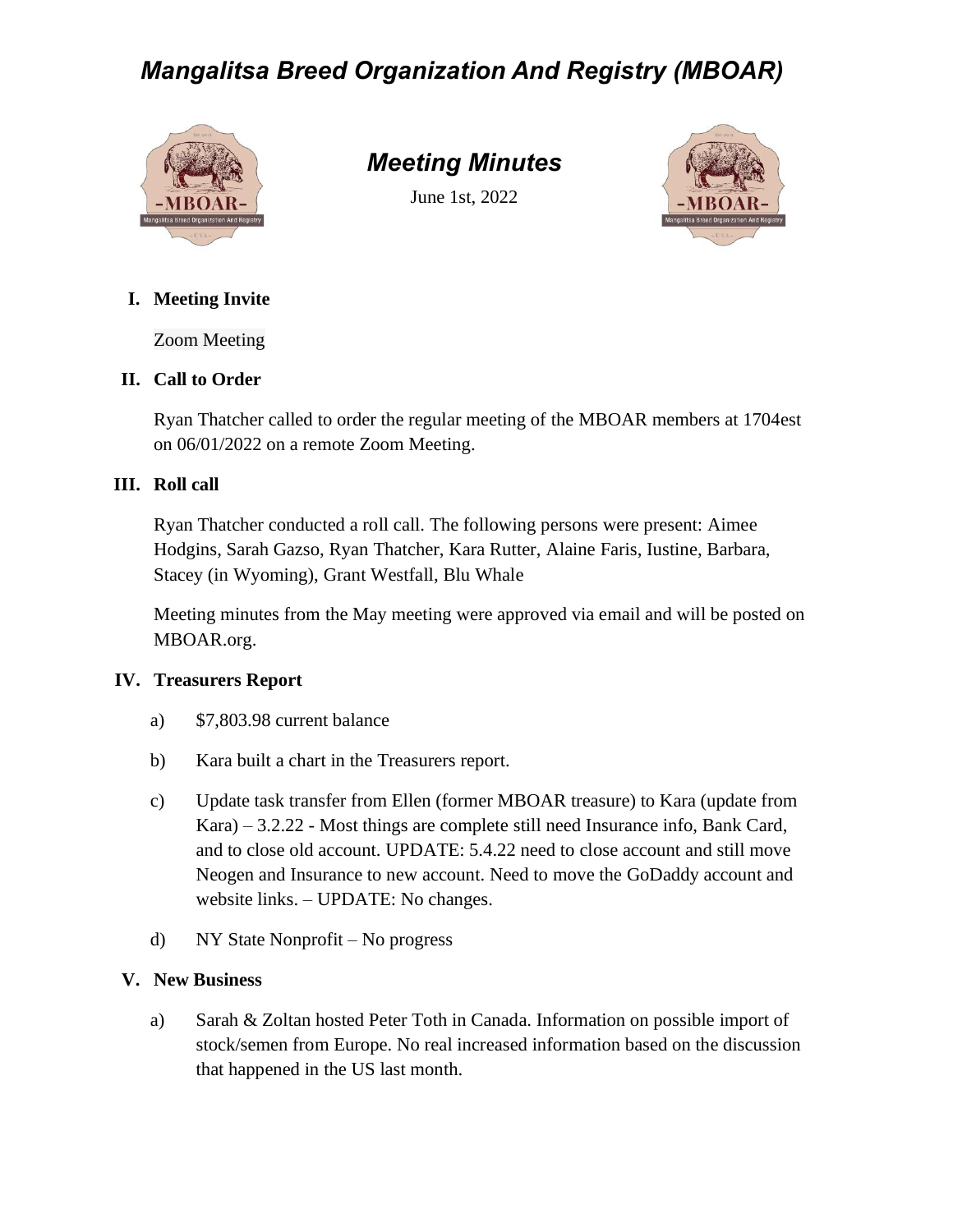# *Mangalitsa Breed Organization And Registry (MBOAR)*

## *Meeting Minutes*

June 1st, 2022

## I. Meeting Invite

Zoom Meeting

## II. Call to Order

Ryan Thatcher called to order the regular meeting of the MBOAR members at 1704est on 06/01/2022 on a remote Zoom Meeting.

## III. Roll call

Ryan Thatcher conducted a roll call. The following persons were present: Aimee Hodgins, Sarah Gazso, Ryan Thatcher, Kara Rutter, Alaine Faris, Iustine, Barbara, Stacey (in Wyoming), Grant Westfall, Blu Whale

Meeting minutes from the May meeting were approved via email and will be posted on MBOAR.org.

## IV. Treasurers Report

a) $7,803.98 current balance

b) Kara built a chart in the Treasurers report.

c) Update task transfer from Ellen (former MBOAR treasure) to Kara (update from Kara) – 3.2.22 - Most things are complete still need Insurance info, Bank Card, and to close old account. UPDATE: 5.4.22 need to close account and still move Neogen and Insurance to new account. Need to move the GoDaddy account and website links. – UPDATE: No changes.

d) NY State Nonprofit – No progress

## V. New Business

a) Sarah & Zoltan hosted Peter Toth in Canada. Information on possible import of stock/semen from Europe. No real increased information based on the discussion that happened in the US last month.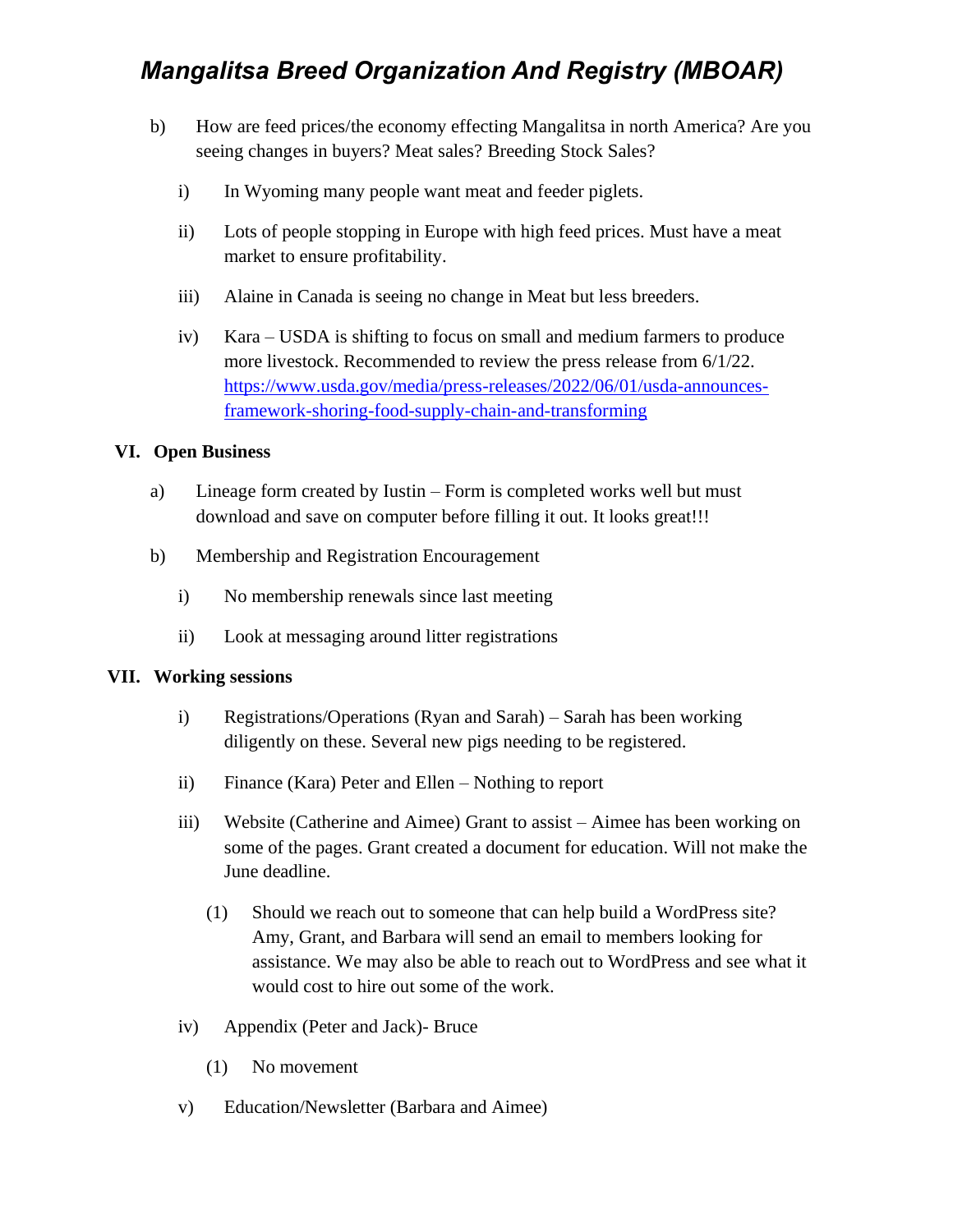b) How are feed prices/the economy effecting Mangalitsa in north America? Are you seeing changes in buyers? Meat sales? Breeding Stock Sales?

   i) In Wyoming many people want meat and feeder piglets.

   ii) Lots of people stopping in Europe with high feed prices. Must have a meat market to ensure profitability.

   iii) Alaine in Canada is seeing no change in Meat but less breeders.

   iv) Kara – USDA is shifting to focus on small and medium farmers to produce more livestock. Recommended to review the press release from 6/1/22. https://www.usda.gov/media/press-releases/2022/06/01/usda-announces-framework-shoring-food-supply-chain-and-transforming

## VI. Open Business

a) Lineage form created by Iustin – Form is completed works well but must download and save on computer before filling it out. It looks great!!!

b) Membership and Registration Encouragement

   i) No membership renewals since last meeting

   ii) Look at messaging around litter registrations

## VII. Working sessions

   i) Registrations/Operations (Ryan and Sarah) – Sarah has been working diligently on these. Several new pigs needing to be registered.

   ii) Finance (Kara) Peter and Ellen – Nothing to report

   iii) Website (Catherine and Aimee) Grant to assist – Aimee has been working on some of the pages. Grant created a document for education. Will not make the June deadline.

      (1) Should we reach out to someone that can help build a WordPress site? Amy, Grant, and Barbara will send an email to members looking for assistance. We may also be able to reach out to WordPress and see what it would cost to hire out some of the work.

   iv) Appendix (Peter and Jack)- Bruce

      (1) No movement

   v) Education/Newsletter (Barbara and Aimee)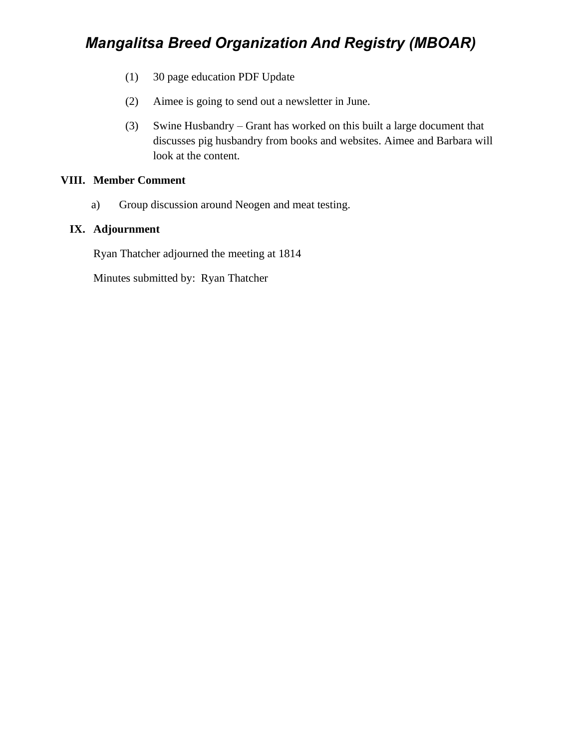(1) 30 page education PDF Update

(2) Aimee is going to send out a newsletter in June.

(3) Swine Husbandry – Grant has worked on this built a large document that discusses pig husbandry from books and websites. Aimee and Barbara will look at the content.

## VIII. Member Comment

a) Group discussion around Neogen and meat testing.

## IX. Adjournment

Ryan Thatcher adjourned the meeting at 1814

Minutes submitted by: Ryan Thatcher